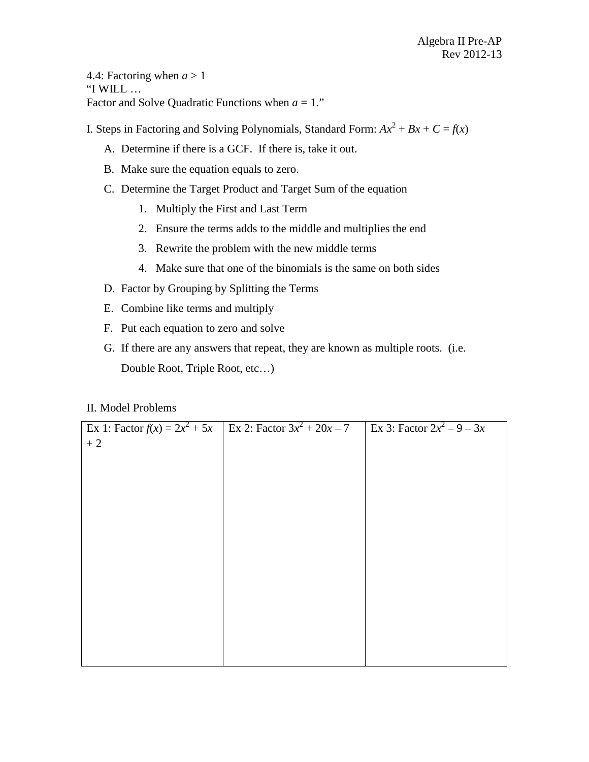Algebra II Pre-AP
Rev 2012-13

4.4: Factoring when $a > 1$
"I WILL …
Factor and Solve Quadratic Functions when $a = 1$."

I. Steps in Factoring and Solving Polynomials, Standard Form: $Ax^2 + Bx + C = f(x)$

A. Determine if there is a GCF. If there is, take it out.
B. Make sure the equation equals to zero.
C. Determine the Target Product and Target Sum of the equation
   1. Multiply the First and Last Term
   2. Ensure the terms adds to the middle and multiplies the end
   3. Rewrite the problem with the new middle terms
   4. Make sure that one of the binomials is the same on both sides
D. Factor by Grouping by Splitting the Terms
E. Combine like terms and multiply
F. Put each equation to zero and solve
G. If there are any answers that repeat, they are known as multiple roots. (i.e. Double Root, Triple Root, etc…)

II. Model Problems

| Ex 1: Factor $f(x) = 2x^2 + 5x + 2$ | Ex 2: Factor $3x^2 + 20x - 7$ | Ex 3: Factor $2x^2 - 9 - 3x$ |
|---|---|---|
| | | |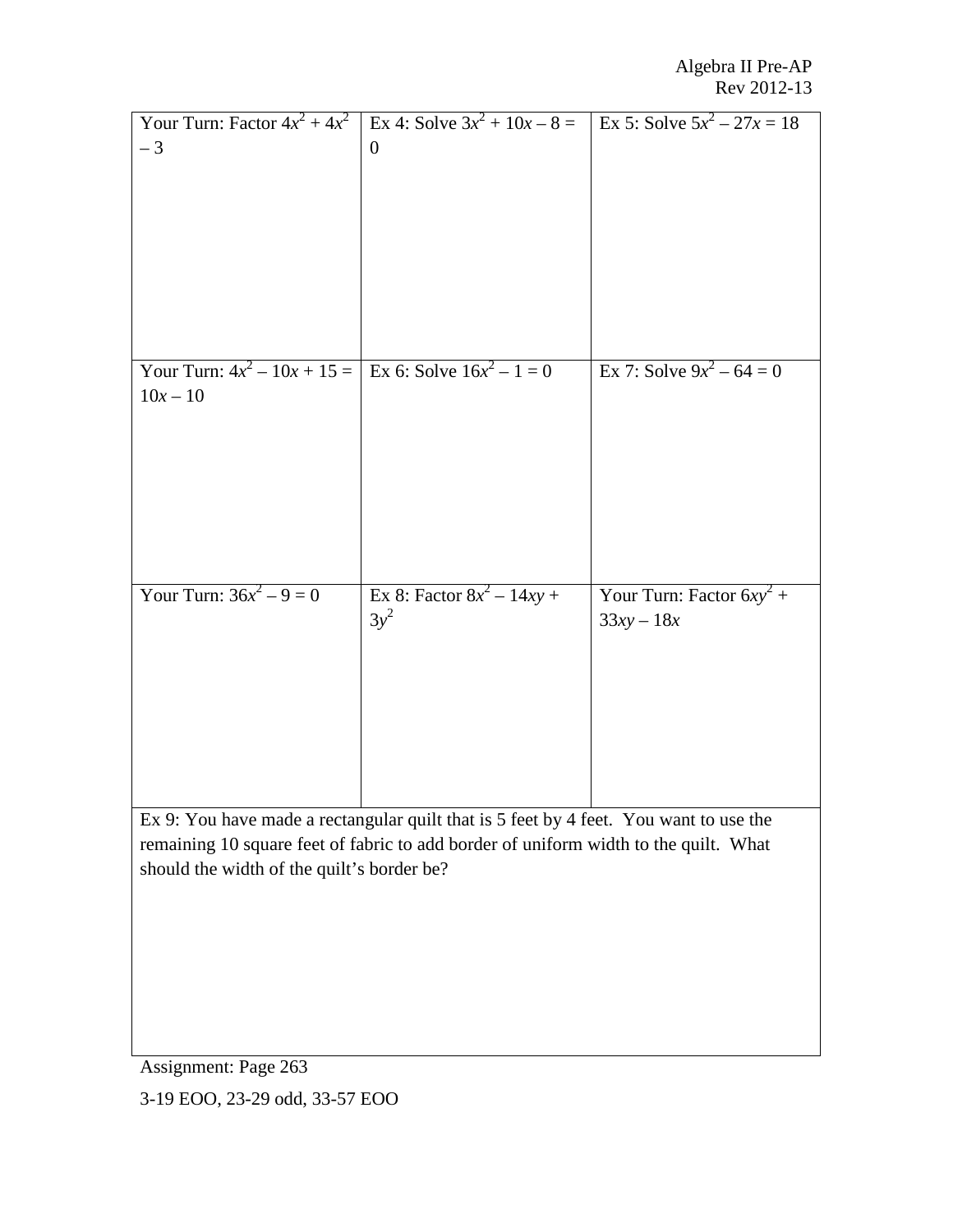| Your Turn: Factor $4x^2 + 4x^2 - 3$ | Ex 4: Solve $3x^2 + 10x - 8 = 0$ | Ex 5: Solve $5x^2 - 27x = 18$ |
|---|---|---|
| Your Turn: $4x^2 - 10x + 15 = 10x - 10$ | Ex 6: Solve $16x^2 - 1 = 0$ | Ex 7: Solve $9x^2 - 64 = 0$ |
| Your Turn: $36x^2 - 9 = 0$ | Ex 8: Factor $8x^2 - 14xy + 3y^2$ | Your Turn: Factor $6xy^2 + 33xy - 18x$ |

Ex 9: You have made a rectangular quilt that is 5 feet by 4 feet. You want to use the remaining 10 square feet of fabric to add border of uniform width to the quilt. What should the width of the quilt's border be?

Assignment: Page 263

3-19 EOO, 23-29 odd, 33-57 EOO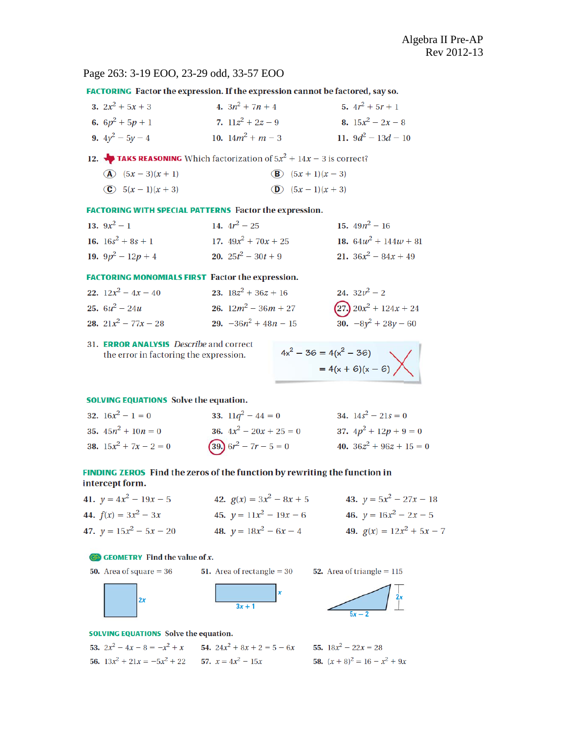Algebra II Pre-AP
Rev 2012-13

Page 263: 3-19 EOO, 23-29 odd, 33-57 EOO

**FACTORING** Factor the expression. If the expression cannot be factored, say so.

**3.** $2x^2 + 5x + 3$ **4.** $3n^2 + 7n + 4$ **5.** $4r^2 + 5r + 1$

**6.** $6p^2 + 5p + 1$ **7.** $11z^2 + 2z - 9$ **8.** $15x^2 - 2x - 8$

**9.** $4y^2 - 5y - 4$ **10.** $14m^2 + m - 3$ **11.** $9d^2 - 13d - 10$

**12.** **TAKS REASONING** Which factorization of $5x^2 + 14x - 3$ is correct?

(A) $(5x - 3)(x + 1)$ (B) $(5x + 1)(x - 3)$

(C) $5(x - 1)(x + 3)$ (D) $(5x - 1)(x + 3)$

**FACTORING WITH SPECIAL PATTERNS** Factor the expression.

**13.** $9x^2 - 1$ **14.** $4r^2 - 25$ **15.** $49n^2 - 16$

**16.** $16s^2 + 8s + 1$ **17.** $49x^2 + 70x + 25$ **18.** $64w^2 + 144w + 81$

**19.** $9p^2 - 12p + 4$ **20.** $25t^2 - 30t + 9$ **21.** $36x^2 - 84x + 49$

**FACTORING MONOMIALS FIRST** Factor the expression.

**22.** $12x^2 - 4x - 40$ **23.** $18z^2 + 36z + 16$ **24.** $32v^2 - 2$

**25.** $6u^2 - 24u$ **26.** $12m^2 - 36m + 27$ **27.** $20x^2 + 124x + 24$

**28.** $21x^2 - 77x - 28$ **29.** $-36n^2 + 48n - 15$ **30.** $-8y^2 + 28y - 60$

**31.** **ERROR ANALYSIS** *Describe* and correct the error in factoring the expression.

$$4x^2 - 36 = 4(x^2 - 36)$$
$$= 4(x + 6)(x - 6)$$

**SOLVING EQUATIONS** Solve the equation.

**32.** $16x^2 - 1 = 0$ **33.** $11q^2 - 44 = 0$ **34.** $14s^2 - 21s = 0$

**35.** $45n^2 + 10n = 0$ **36.** $4x^2 - 20x + 25 = 0$ **37.** $4p^2 + 12p + 9 = 0$

**38.** $15x^2 + 7x - 2 = 0$ **39.** $6r^2 - 7r - 5 = 0$ **40.** $36z^2 + 96z + 15 = 0$

**FINDING ZEROS** Find the zeros of the function by rewriting the function in intercept form.

**41.** $y = 4x^2 - 19x - 5$ **42.** $g(x) = 3x^2 - 8x + 5$ **43.** $y = 5x^2 - 27x - 18$

**44.** $f(x) = 3x^2 - 3x$ **45.** $y = 11x^2 - 19x - 6$ **46.** $y = 16x^2 - 2x - 5$

**47.** $y = 15x^2 - 5x - 20$ **48.** $y = 18x^2 - 6x - 4$ **49.** $g(x) = 12x^2 + 5x - 7$

**GEOMETRY** Find the value of $x$.

**50.** Area of square = 36 **51.** Area of rectangle = 30 **52.** Area of triangle = 115

2x

x
3x + 1

2x
5x − 2

**SOLVING EQUATIONS** Solve the equation.

**53.** $2x^2 - 4x - 8 = -x^2 + x$ **54.** $24x^2 + 8x + 2 = 5 - 6x$ **55.** $18x^2 - 22x = 28$

**56.** $13x^2 + 21x = -5x^2 + 22$ **57.** $x = 4x^2 - 15x$ **58.** $(x + 8)^2 = 16 - x^2 + 9x$